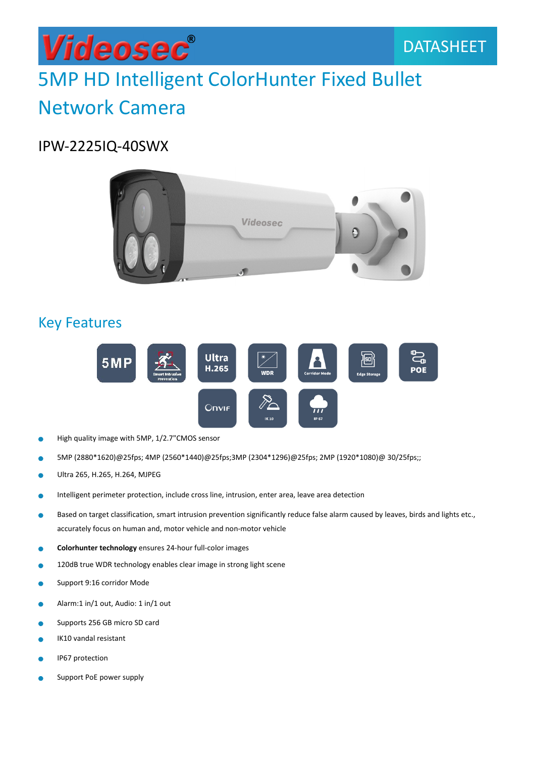# Videosec®

DATASHEET

# 5MP HD Intelligent ColorHunter Fixed Bullet Network Camera

## IPW-2225IQ-40SWX

## Key Features

- High quality image with 5MP, 1/2.7"CMOS sensor
- 5MP (2880*1620)@25fps; 4MP (2560*1440)@25fps;3MP (2304*1296)@25fps; 2MP (1920*1080)@ 30/25fps;;
- Ultra 265, H.265, H.264, MJPEG
- Intelligent perimeter protection, include cross line, intrusion, enter area, leave area detection
- Based on target classification, smart intrusion prevention significantly reduce false alarm caused by leaves, birds and lights etc., accurately focus on human and, motor vehicle and non-motor vehicle
- **Colorhunter technology** ensures 24-hour full-color images
- 120dB true WDR technology enables clear image in strong light scene
- Support 9:16 corridor Mode
- Alarm:1 in/1 out, Audio: 1 in/1 out
- Supports 256 GB micro SD card
- IK10 vandal resistant
- IP67 protection
- Support PoE power supply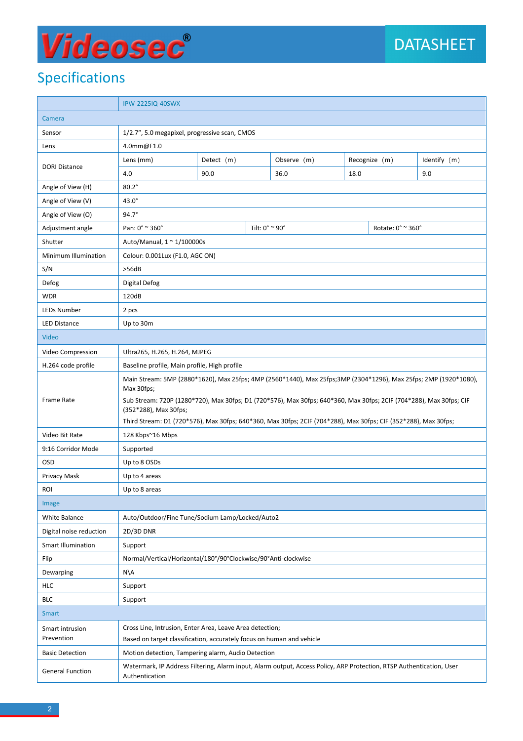## Specifications

| | IPW-2225IQ-40SWX | | | | |
|---|---|---|---|---|---|
| **Camera** | | | | | |
| Sensor | 1/2.7", 5.0 megapixel, progressive scan, CMOS | | | | |
| Lens | 4.0mm@F1.0 | | | | |
| DORI Distance | Lens (mm) | Detect (m) | Observe (m) | Recognize (m) | Identify (m) |
| | 4.0 | 90.0 | 36.0 | 18.0 | 9.0 |
| Angle of View (H) | 80.2° | | | | |
| Angle of View (V) | 43.0° | | | | |
| Angle of View (O) | 94.7° | | | | |
| Adjustment angle | Pan: 0° ~ 360° | Tilt: 0° ~ 90° | Rotate: 0° ~ 360° | | |
| Shutter | Auto/Manual, 1 ~ 1/100000s | | | | |
| Minimum Illumination | Colour: 0.001Lux (F1.0, AGC ON) | | | | |
| S/N | >56dB | | | | |
| Defog | Digital Defog | | | | |
| WDR | 120dB | | | | |
| LEDs Number | 2 pcs | | | | |
| LED Distance | Up to 30m | | | | |
| **Video** | | | | | |
| Video Compression | Ultra265, H.265, H.264, MJPEG | | | | |
| H.264 code profile | Baseline profile, Main profile, High profile | | | | |
| Frame Rate | Main Stream: 5MP (2880*1620), Max 25fps; 4MP (2560*1440), Max 25fps;3MP (2304*1296), Max 25fps; 2MP (1920*1080), Max 30fps;<br>Sub Stream: 720P (1280*720), Max 30fps; D1 (720*576), Max 30fps; 640*360, Max 30fps; 2CIF (704*288), Max 30fps; CIF (352*288), Max 30fps;<br>Third Stream: D1 (720*576), Max 30fps; 640*360, Max 30fps; 2CIF (704*288), Max 30fps; CIF (352*288), Max 30fps; | | | | |
| Video Bit Rate | 128 Kbps~16 Mbps | | | | |
| 9:16 Corridor Mode | Supported | | | | |
| OSD | Up to 8 OSDs | | | | |
| Privacy Mask | Up to 4 areas | | | | |
| ROI | Up to 8 areas | | | | |
| **Image** | | | | | |
| White Balance | Auto/Outdoor/Fine Tune/Sodium Lamp/Locked/Auto2 | | | | |
| Digital noise reduction | 2D/3D DNR | | | | |
| Smart Illumination | Support | | | | |
| Flip | Normal/Vertical/Horizontal/180°/90°Clockwise/90°Anti-clockwise | | | | |
| Dewarping | N\A | | | | |
| HLC | Support | | | | |
| BLC | Support | | | | |
| **Smart** | | | | | |
| Smart intrusion Prevention | Cross Line, Intrusion, Enter Area, Leave Area detection;<br>Based on target classification, accurately focus on human and vehicle | | | | |
| Basic Detection | Motion detection, Tampering alarm, Audio Detection | | | | |
| General Function | Watermark, IP Address Filtering, Alarm input, Alarm output, Access Policy, ARP Protection, RTSP Authentication, User Authentication | | | | |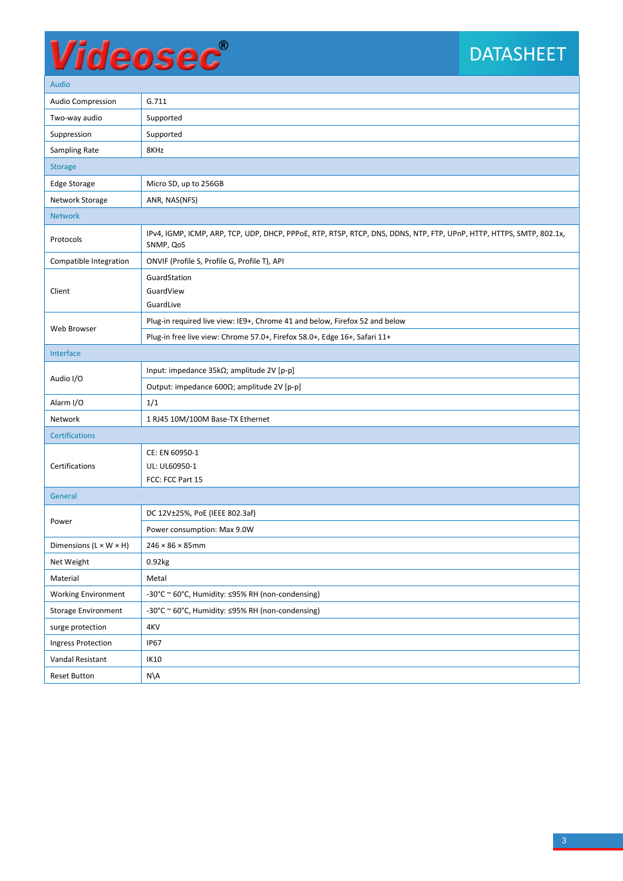| Audio | |
|---|---|
| Audio Compression | G.711 |
| Two-way audio | Supported |
| Suppression | Supported |
| Sampling Rate | 8KHz |
| **Storage** | |
| Edge Storage | Micro SD, up to 256GB |
| Network Storage | ANR, NAS(NFS) |
| **Network** | |
| Protocols | IPv4, IGMP, ICMP, ARP, TCP, UDP, DHCP, PPPoE, RTP, RTSP, RTCP, DNS, DDNS, NTP, FTP, UPnP, HTTP, HTTPS, SMTP, 802.1x, SNMP, QoS |
| Compatible Integration | ONVIF (Profile S, Profile G, Profile T), API |
| Client | GuardStation<br>GuardView<br>GuardLive |
| Web Browser | Plug-in required live view: IE9+, Chrome 41 and below, Firefox 52 and below |
| | Plug-in free live view: Chrome 57.0+, Firefox 58.0+, Edge 16+, Safari 11+ |
| **Interface** | |
| Audio I/O | Input: impedance 35kΩ; amplitude 2V [p-p] |
| | Output: impedance 600Ω; amplitude 2V [p-p] |
| Alarm I/O | 1/1 |
| Network | 1 RJ45 10M/100M Base-TX Ethernet |
| **Certifications** | |
| Certifications | CE: EN 60950-1<br>UL: UL60950-1<br>FCC: FCC Part 15 |
| **General** | |
| Power | DC 12V±25%, PoE (IEEE 802.3af) |
| | Power consumption: Max 9.0W |
| Dimensions (L × W × H) | 246 × 86 × 85mm |
| Net Weight | 0.92kg |
| Material | Metal |
| Working Environment | -30°C ~ 60°C, Humidity: ≤95% RH (non-condensing) |
| Storage Environment | -30°C ~ 60°C, Humidity: ≤95% RH (non-condensing) |
| surge protection | 4KV |
| Ingress Protection | IP67 |
| Vandal Resistant | IK10 |
| Reset Button | N\A |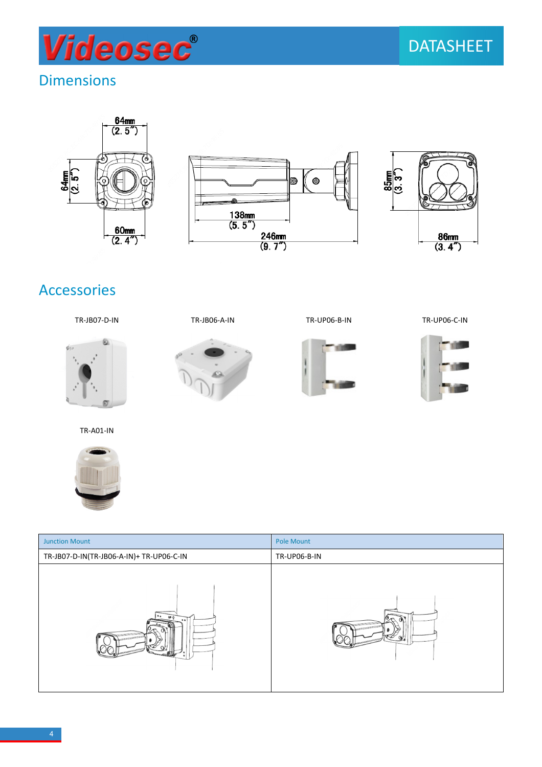## Dimensions

64mm
(2.5")

64mm
(2.5")

60mm
(2.4")

138mm
(5.5")

246mm
(9.7")

85mm
(3.3")

86mm
(3.4")

## Accessories

TR-JB07-D-IN

TR-JB06-A-IN

TR-UP06-B-IN

TR-UP06-C-IN

TR-A01-IN

| Junction Mount | Pole Mount |
| --- | --- |
| TR-JB07-D-IN(TR-JB06-A-IN)+ TR-UP06-C-IN | TR-UP06-B-IN |